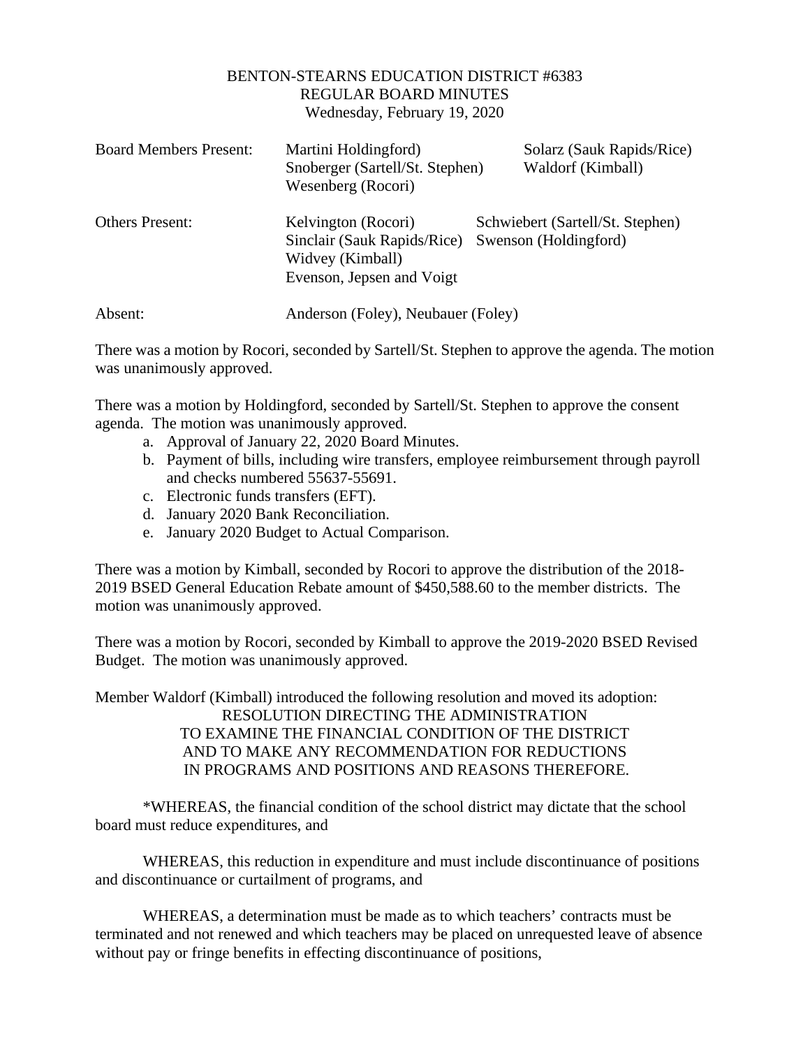BENTON-STEARNS EDUCATION DISTRICT #6383
REGULAR BOARD MINUTES
Wednesday, February 19, 2020

| | | |
|---|---|---|
| Board Members Present: | Martini Holdingford)<br>Snoberger (Sartell/St. Stephen)<br>Wesenberg (Rocori) | Solarz (Sauk Rapids/Rice)<br>Waldorf (Kimball) |
| Others Present: | Kelvington (Rocori)<br>Sinclair (Sauk Rapids/Rice)<br>Widvey (Kimball)<br>Evenson, Jepsen and Voigt | Schwiebert (Sartell/St. Stephen)<br>Swenson (Holdingford) |
| Absent: | Anderson (Foley), Neubauer (Foley) | |

There was a motion by Rocori, seconded by Sartell/St. Stephen to approve the agenda. The motion was unanimously approved.

There was a motion by Holdingford, seconded by Sartell/St. Stephen to approve the consent agenda. The motion was unanimously approved.

a. Approval of January 22, 2020 Board Minutes.
b. Payment of bills, including wire transfers, employee reimbursement through payroll and checks numbered 55637-55691.
c. Electronic funds transfers (EFT).
d. January 2020 Bank Reconciliation.
e. January 2020 Budget to Actual Comparison.

There was a motion by Kimball, seconded by Rocori to approve the distribution of the 2018-2019 BSED General Education Rebate amount of $450,588.60 to the member districts. The motion was unanimously approved.

There was a motion by Rocori, seconded by Kimball to approve the 2019-2020 BSED Revised Budget. The motion was unanimously approved.

Member Waldorf (Kimball) introduced the following resolution and moved its adoption:

RESOLUTION DIRECTING THE ADMINISTRATION
TO EXAMINE THE FINANCIAL CONDITION OF THE DISTRICT
AND TO MAKE ANY RECOMMENDATION FOR REDUCTIONS
IN PROGRAMS AND POSITIONS AND REASONS THEREFORE.

*WHEREAS, the financial condition of the school district may dictate that the school board must reduce expenditures, and

WHEREAS, this reduction in expenditure and must include discontinuance of positions and discontinuance or curtailment of programs, and

WHEREAS, a determination must be made as to which teachers' contracts must be terminated and not renewed and which teachers may be placed on unrequested leave of absence without pay or fringe benefits in effecting discontinuance of positions,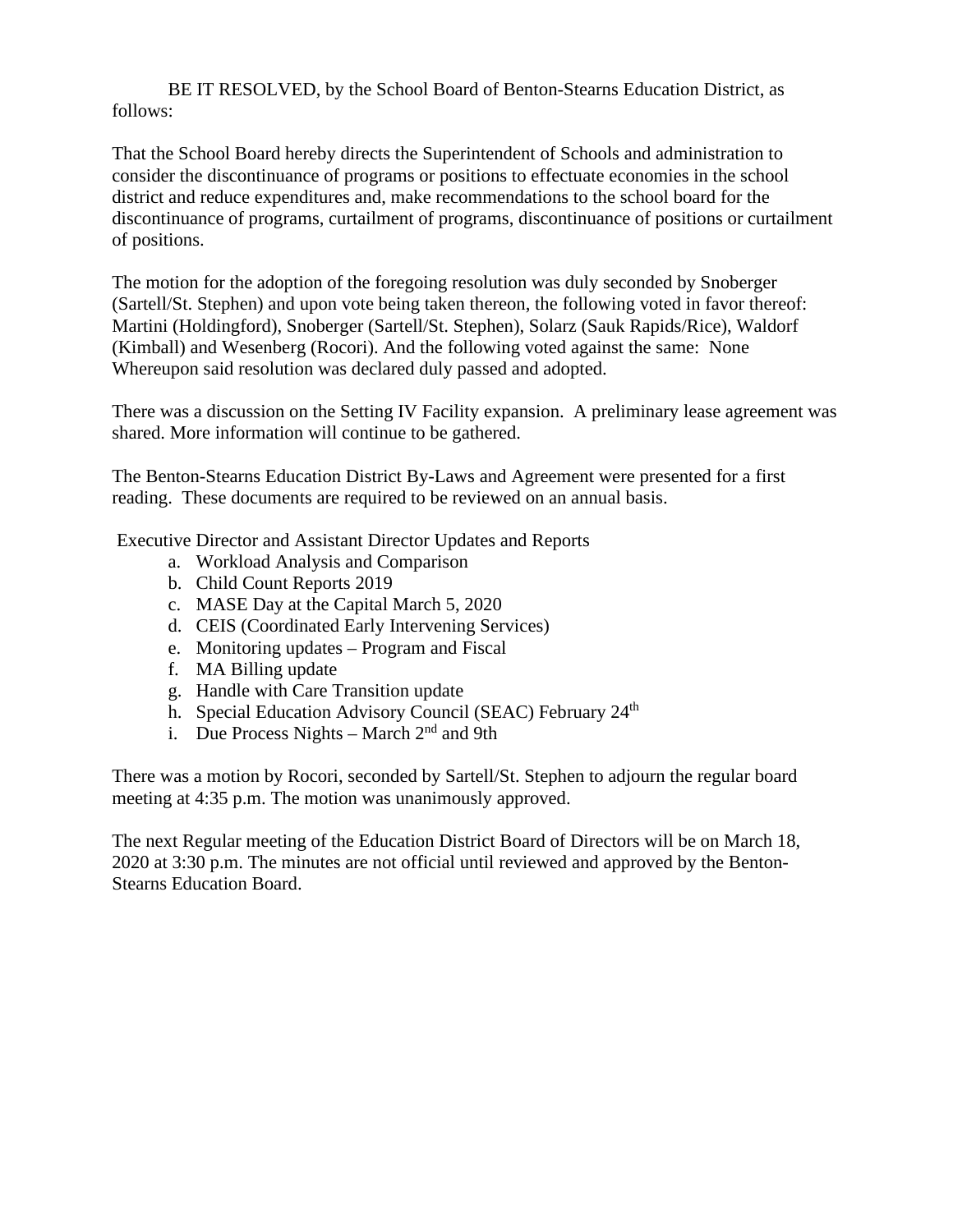BE IT RESOLVED, by the School Board of Benton-Stearns Education District, as follows:

That the School Board hereby directs the Superintendent of Schools and administration to consider the discontinuance of programs or positions to effectuate economies in the school district and reduce expenditures and, make recommendations to the school board for the discontinuance of programs, curtailment of programs, discontinuance of positions or curtailment of positions.

The motion for the adoption of the foregoing resolution was duly seconded by Snoberger (Sartell/St. Stephen) and upon vote being taken thereon, the following voted in favor thereof: Martini (Holdingford), Snoberger (Sartell/St. Stephen), Solarz (Sauk Rapids/Rice), Waldorf (Kimball) and Wesenberg (Rocori). And the following voted against the same: None Whereupon said resolution was declared duly passed and adopted.

There was a discussion on the Setting IV Facility expansion. A preliminary lease agreement was shared. More information will continue to be gathered.

The Benton-Stearns Education District By-Laws and Agreement were presented for a first reading. These documents are required to be reviewed on an annual basis.

Executive Director and Assistant Director Updates and Reports

a. Workload Analysis and Comparison
b. Child Count Reports 2019
c. MASE Day at the Capital March 5, 2020
d. CEIS (Coordinated Early Intervening Services)
e. Monitoring updates – Program and Fiscal
f. MA Billing update
g. Handle with Care Transition update
h. Special Education Advisory Council (SEAC) February 24th
i. Due Process Nights – March 2nd and 9th

There was a motion by Rocori, seconded by Sartell/St. Stephen to adjourn the regular board meeting at 4:35 p.m. The motion was unanimously approved.

The next Regular meeting of the Education District Board of Directors will be on March 18, 2020 at 3:30 p.m. The minutes are not official until reviewed and approved by the Benton-Stearns Education Board.